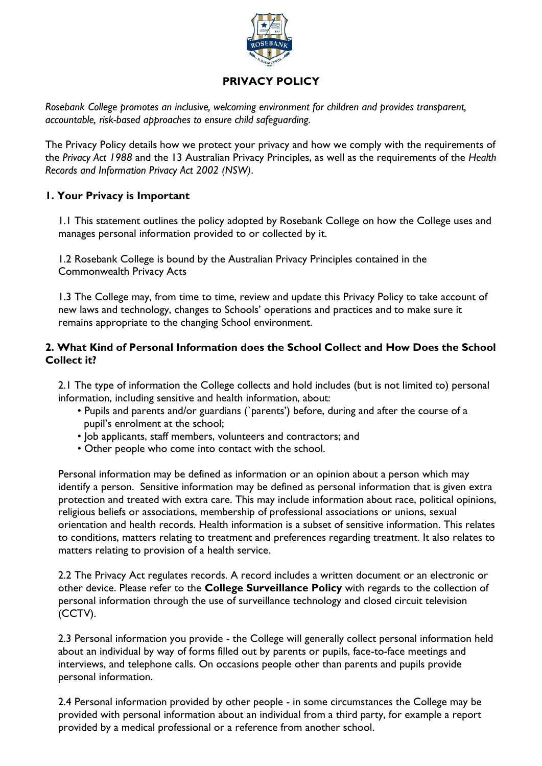# PRIVACY POLICY

*Rosebank College promotes an inclusive, welcoming environment for children and provides transparent, accountable, risk-based approaches to ensure child safeguarding.*

The Privacy Policy details how we protect your privacy and how we comply with the requirements of the *Privacy Act 1988* and the 13 Australian Privacy Principles, as well as the requirements of the *Health Records and Information Privacy Act 2002 (NSW)*.

## 1. Your Privacy is Important

1.1 This statement outlines the policy adopted by Rosebank College on how the College uses and manages personal information provided to or collected by it.

1.2 Rosebank College is bound by the Australian Privacy Principles contained in the Commonwealth Privacy Acts

1.3 The College may, from time to time, review and update this Privacy Policy to take account of new laws and technology, changes to Schools' operations and practices and to make sure it remains appropriate to the changing School environment.

## 2. What Kind of Personal Information does the School Collect and How Does the School Collect it?

2.1 The type of information the College collects and hold includes (but is not limited to) personal information, including sensitive and health information, about:

- Pupils and parents and/or guardians (`parents') before, during and after the course of a pupil's enrolment at the school;
- Job applicants, staff members, volunteers and contractors; and
- Other people who come into contact with the school.

Personal information may be defined as information or an opinion about a person which may identify a person. Sensitive information may be defined as personal information that is given extra protection and treated with extra care. This may include information about race, political opinions, religious beliefs or associations, membership of professional associations or unions, sexual orientation and health records. Health information is a subset of sensitive information. This relates to conditions, matters relating to treatment and preferences regarding treatment. It also relates to matters relating to provision of a health service.

2.2 The Privacy Act regulates records. A record includes a written document or an electronic or other device. Please refer to the **College Surveillance Policy** with regards to the collection of personal information through the use of surveillance technology and closed circuit television (CCTV).

2.3 Personal information you provide - the College will generally collect personal information held about an individual by way of forms filled out by parents or pupils, face-to-face meetings and interviews, and telephone calls. On occasions people other than parents and pupils provide personal information.

2.4 Personal information provided by other people - in some circumstances the College may be provided with personal information about an individual from a third party, for example a report provided by a medical professional or a reference from another school.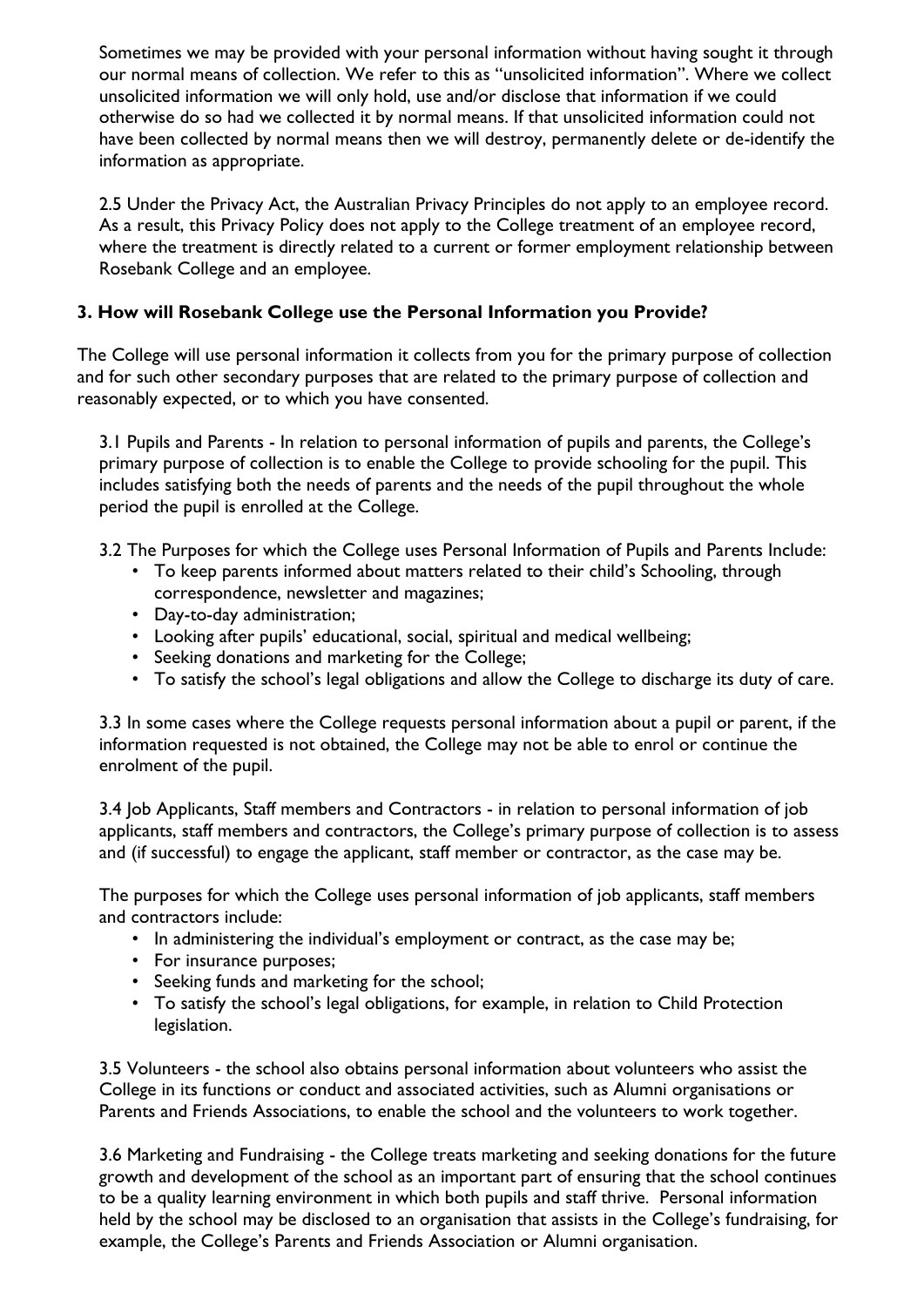Sometimes we may be provided with your personal information without having sought it through our normal means of collection. We refer to this as "unsolicited information". Where we collect unsolicited information we will only hold, use and/or disclose that information if we could otherwise do so had we collected it by normal means. If that unsolicited information could not have been collected by normal means then we will destroy, permanently delete or de-identify the information as appropriate.

2.5 Under the Privacy Act, the Australian Privacy Principles do not apply to an employee record. As a result, this Privacy Policy does not apply to the College treatment of an employee record, where the treatment is directly related to a current or former employment relationship between Rosebank College and an employee.

**3. How will Rosebank College use the Personal Information you Provide?**

The College will use personal information it collects from you for the primary purpose of collection and for such other secondary purposes that are related to the primary purpose of collection and reasonably expected, or to which you have consented.

3.1 Pupils and Parents - In relation to personal information of pupils and parents, the College's primary purpose of collection is to enable the College to provide schooling for the pupil. This includes satisfying both the needs of parents and the needs of the pupil throughout the whole period the pupil is enrolled at the College.

3.2 The Purposes for which the College uses Personal Information of Pupils and Parents Include:

- To keep parents informed about matters related to their child's Schooling, through correspondence, newsletter and magazines;
- Day-to-day administration;
- Looking after pupils' educational, social, spiritual and medical wellbeing;
- Seeking donations and marketing for the College;
- To satisfy the school's legal obligations and allow the College to discharge its duty of care.

3.3 In some cases where the College requests personal information about a pupil or parent, if the information requested is not obtained, the College may not be able to enrol or continue the enrolment of the pupil.

3.4 Job Applicants, Staff members and Contractors - in relation to personal information of job applicants, staff members and contractors, the College's primary purpose of collection is to assess and (if successful) to engage the applicant, staff member or contractor, as the case may be.

The purposes for which the College uses personal information of job applicants, staff members and contractors include:

- In administering the individual's employment or contract, as the case may be;
- For insurance purposes;
- Seeking funds and marketing for the school;
- To satisfy the school's legal obligations, for example, in relation to Child Protection legislation.

3.5 Volunteers - the school also obtains personal information about volunteers who assist the College in its functions or conduct and associated activities, such as Alumni organisations or Parents and Friends Associations, to enable the school and the volunteers to work together.

3.6 Marketing and Fundraising - the College treats marketing and seeking donations for the future growth and development of the school as an important part of ensuring that the school continues to be a quality learning environment in which both pupils and staff thrive. Personal information held by the school may be disclosed to an organisation that assists in the College's fundraising, for example, the College's Parents and Friends Association or Alumni organisation.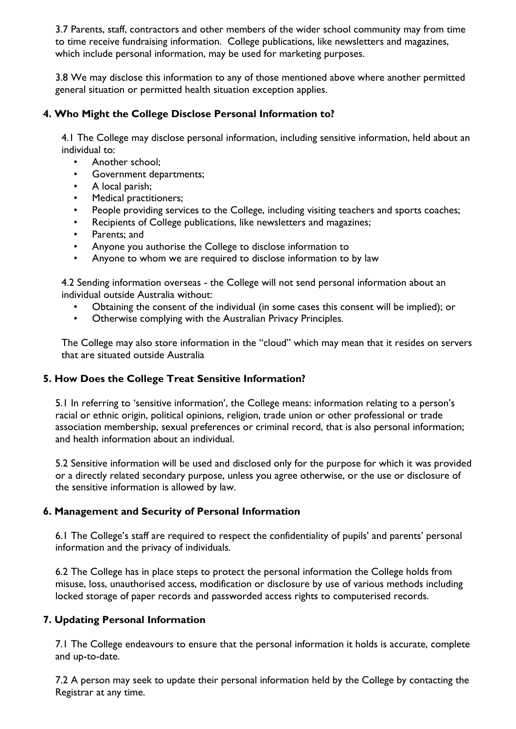3.7 Parents, staff, contractors and other members of the wider school community may from time to time receive fundraising information. College publications, like newsletters and magazines, which include personal information, may be used for marketing purposes.

3.8 We may disclose this information to any of those mentioned above where another permitted general situation or permitted health situation exception applies.

## 4. Who Might the College Disclose Personal Information to?

4.1 The College may disclose personal information, including sensitive information, held about an individual to:

- Another school;
- Government departments;
- A local parish;
- Medical practitioners;
- People providing services to the College, including visiting teachers and sports coaches;
- Recipients of College publications, like newsletters and magazines;
- Parents; and
- Anyone you authorise the College to disclose information to
- Anyone to whom we are required to disclose information to by law

4.2 Sending information overseas - the College will not send personal information about an individual outside Australia without:

- Obtaining the consent of the individual (in some cases this consent will be implied); or
- Otherwise complying with the Australian Privacy Principles.

The College may also store information in the "cloud" which may mean that it resides on servers that are situated outside Australia

## 5. How Does the College Treat Sensitive Information?

5.1 In referring to 'sensitive information', the College means: information relating to a person's racial or ethnic origin, political opinions, religion, trade union or other professional or trade association membership, sexual preferences or criminal record, that is also personal information; and health information about an individual.

5.2 Sensitive information will be used and disclosed only for the purpose for which it was provided or a directly related secondary purpose, unless you agree otherwise, or the use or disclosure of the sensitive information is allowed by law.

## 6. Management and Security of Personal Information

6.1 The College's staff are required to respect the confidentiality of pupils' and parents' personal information and the privacy of individuals.

6.2 The College has in place steps to protect the personal information the College holds from misuse, loss, unauthorised access, modification or disclosure by use of various methods including locked storage of paper records and passworded access rights to computerised records.

## 7. Updating Personal Information

7.1 The College endeavours to ensure that the personal information it holds is accurate, complete and up-to-date.

7.2 A person may seek to update their personal information held by the College by contacting the Registrar at any time.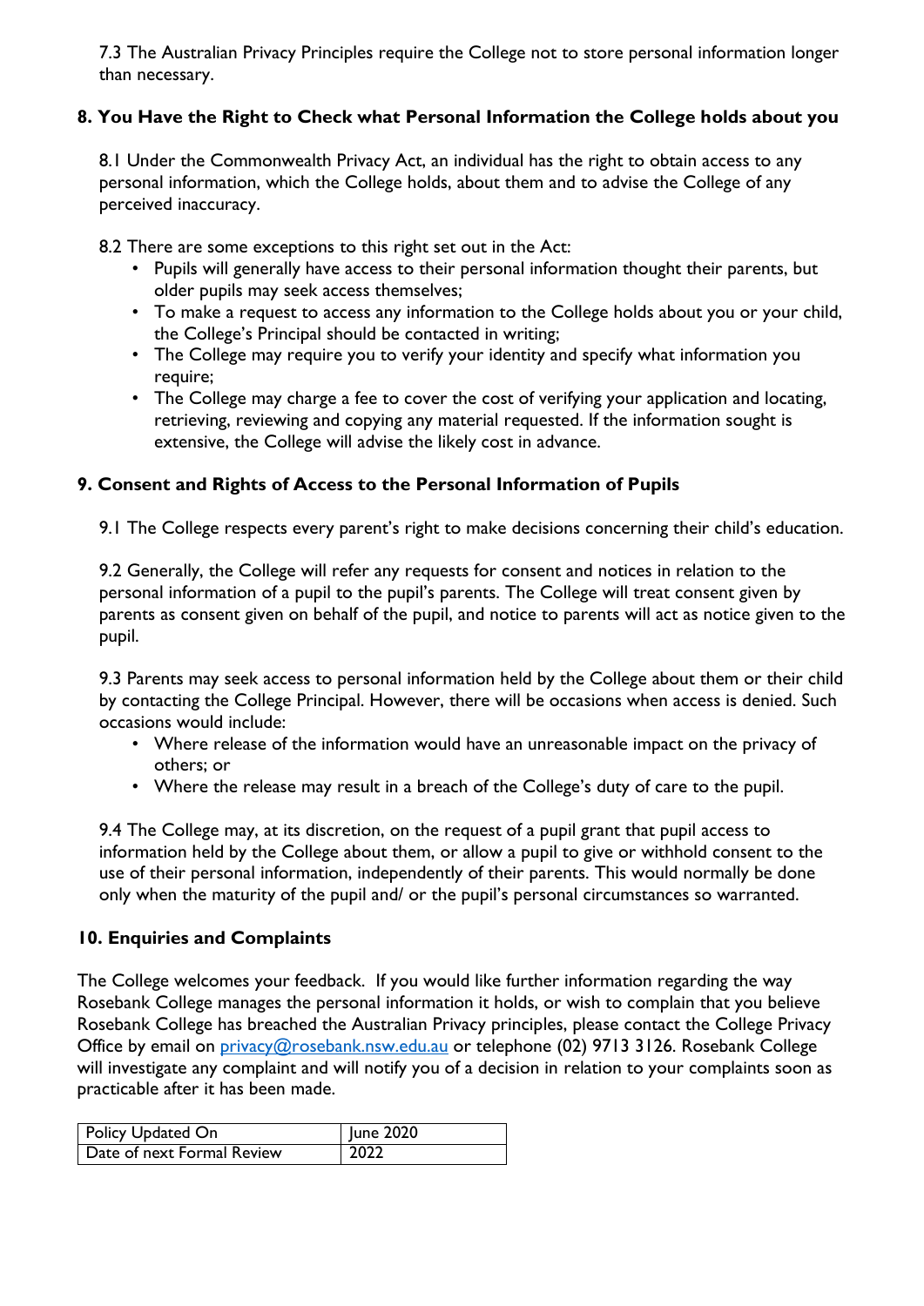7.3 The Australian Privacy Principles require the College not to store personal information longer than necessary.

## 8. You Have the Right to Check what Personal Information the College holds about you

8.1 Under the Commonwealth Privacy Act, an individual has the right to obtain access to any personal information, which the College holds, about them and to advise the College of any perceived inaccuracy.

8.2 There are some exceptions to this right set out in the Act:

- Pupils will generally have access to their personal information thought their parents, but older pupils may seek access themselves;
- To make a request to access any information to the College holds about you or your child, the College's Principal should be contacted in writing;
- The College may require you to verify your identity and specify what information you require;
- The College may charge a fee to cover the cost of verifying your application and locating, retrieving, reviewing and copying any material requested. If the information sought is extensive, the College will advise the likely cost in advance.

## 9. Consent and Rights of Access to the Personal Information of Pupils

9.1 The College respects every parent's right to make decisions concerning their child's education.

9.2 Generally, the College will refer any requests for consent and notices in relation to the personal information of a pupil to the pupil's parents. The College will treat consent given by parents as consent given on behalf of the pupil, and notice to parents will act as notice given to the pupil.

9.3 Parents may seek access to personal information held by the College about them or their child by contacting the College Principal. However, there will be occasions when access is denied. Such occasions would include:

- Where release of the information would have an unreasonable impact on the privacy of others; or
- Where the release may result in a breach of the College's duty of care to the pupil.

9.4 The College may, at its discretion, on the request of a pupil grant that pupil access to information held by the College about them, or allow a pupil to give or withhold consent to the use of their personal information, independently of their parents. This would normally be done only when the maturity of the pupil and/ or the pupil's personal circumstances so warranted.

## 10. Enquiries and Complaints

The College welcomes your feedback. If you would like further information regarding the way Rosebank College manages the personal information it holds, or wish to complain that you believe Rosebank College has breached the Australian Privacy principles, please contact the College Privacy Office by email on privacy@rosebank.nsw.edu.au or telephone (02) 9713 3126. Rosebank College will investigate any complaint and will notify you of a decision in relation to your complaints soon as practicable after it has been made.

| | |
|---|---|
| Policy Updated On | June 2020 |
| Date of next Formal Review | 2022 |